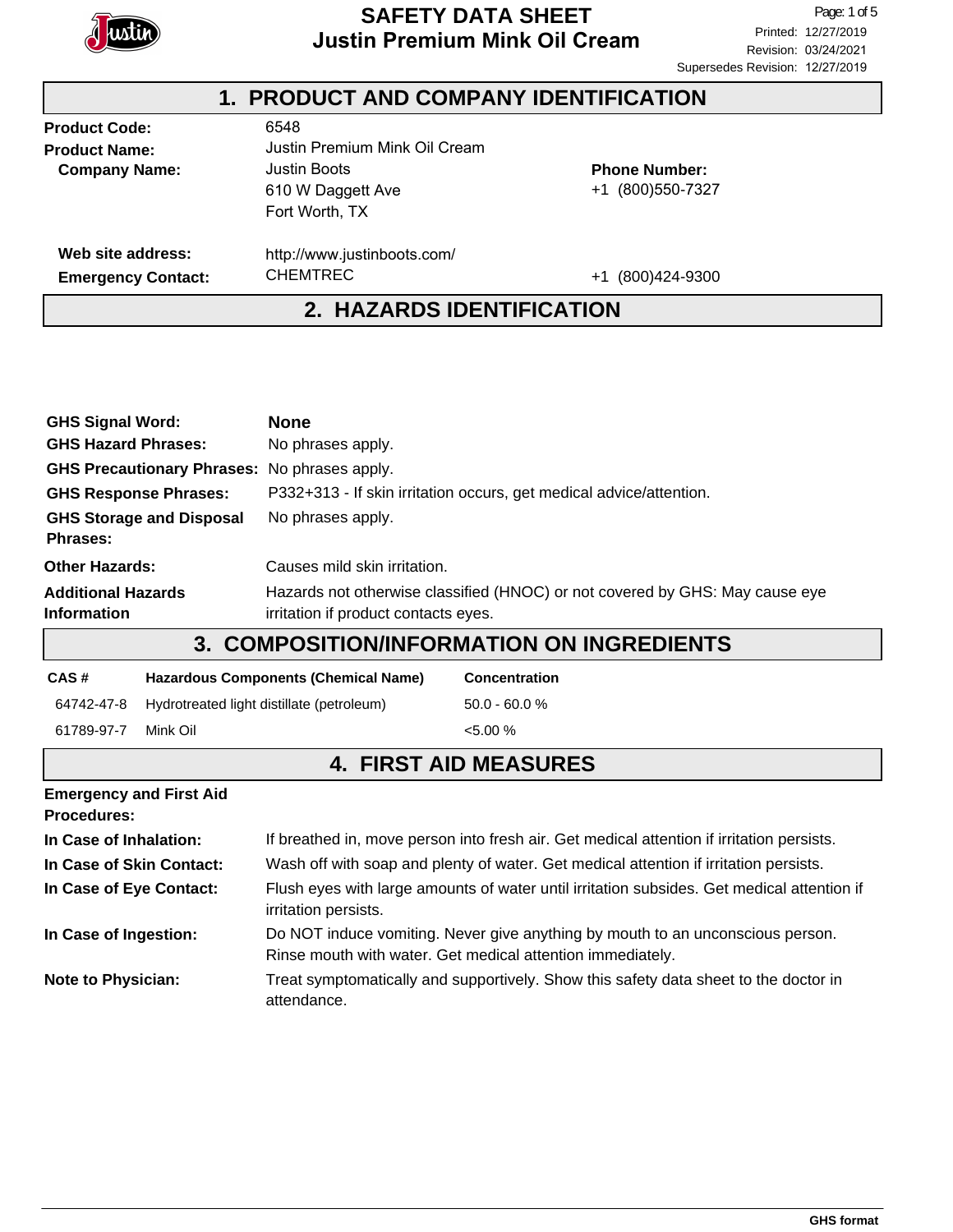# SAFETY DATA SHEET
# Justin Premium Mink Oil Cream

Printed: 12/27/2019
Revision: 03/24/2021
Supersedes Revision: 12/27/2019

## 1. PRODUCT AND COMPANY IDENTIFICATION

**Product Code:** 6548

**Product Name:** Justin Premium Mink Oil Cream

**Company Name:** Justin Boots
610 W Daggett Ave
Fort Worth, TX

**Phone Number:** +1 (800)550-7327

**Web site address:** http://www.justinboots.com/

**Emergency Contact:** CHEMTREC +1 (800)424-9300

## 2. HAZARDS IDENTIFICATION

**GHS Signal Word:** **None**

**GHS Hazard Phrases:** No phrases apply.

**GHS Precautionary Phrases:** No phrases apply.

**GHS Response Phrases:** P332+313 - If skin irritation occurs, get medical advice/attention.

**GHS Storage and Disposal Phrases:** No phrases apply.

**Other Hazards:** Causes mild skin irritation.

**Additional Hazards Information:** Hazards not otherwise classified (HNOC) or not covered by GHS: May cause eye irritation if product contacts eyes.

## 3. COMPOSITION/INFORMATION ON INGREDIENTS

| CAS # | Hazardous Components (Chemical Name) | Concentration |
|---|---|---|
| 64742-47-8 | Hydrotreated light distillate (petroleum) | 50.0 - 60.0 % |
| 61789-97-7 | Mink Oil | <5.00 % |

## 4. FIRST AID MEASURES

**Emergency and First Aid Procedures:**

**In Case of Inhalation:** If breathed in, move person into fresh air. Get medical attention if irritation persists.

**In Case of Skin Contact:** Wash off with soap and plenty of water. Get medical attention if irritation persists.

**In Case of Eye Contact:** Flush eyes with large amounts of water until irritation subsides. Get medical attention if irritation persists.

**In Case of Ingestion:** Do NOT induce vomiting. Never give anything by mouth to an unconscious person. Rinse mouth with water. Get medical attention immediately.

**Note to Physician:** Treat symptomatically and supportively. Show this safety data sheet to the doctor in attendance.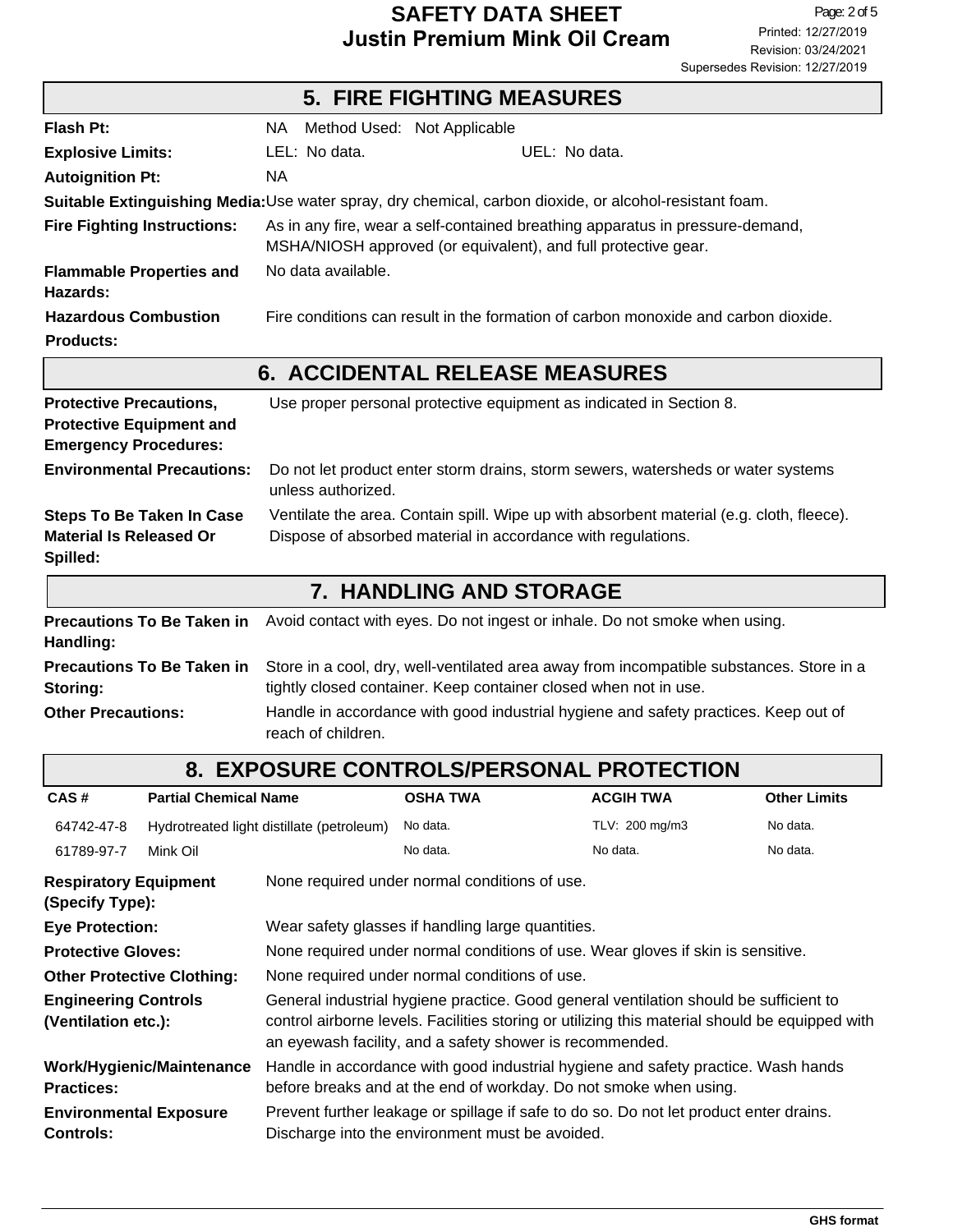## 5. FIRE FIGHTING MEASURES

**Flash Pt:** NA Method Used: Not Applicable

**Explosive Limits:** LEL: No data. UEL: No data.

**Autoignition Pt:** NA

**Suitable Extinguishing Media:** Use water spray, dry chemical, carbon dioxide, or alcohol-resistant foam.

**Fire Fighting Instructions:** As in any fire, wear a self-contained breathing apparatus in pressure-demand, MSHA/NIOSH approved (or equivalent), and full protective gear.

**Flammable Properties and Hazards:** No data available.

**Hazardous Combustion Products:** Fire conditions can result in the formation of carbon monoxide and carbon dioxide.

## 6. ACCIDENTAL RELEASE MEASURES

**Protective Precautions, Protective Equipment and Emergency Procedures:** Use proper personal protective equipment as indicated in Section 8.

**Environmental Precautions:** Do not let product enter storm drains, storm sewers, watersheds or water systems unless authorized.

**Steps To Be Taken In Case Material Is Released Or Spilled:** Ventilate the area. Contain spill. Wipe up with absorbent material (e.g. cloth, fleece). Dispose of absorbed material in accordance with regulations.

## 7. HANDLING AND STORAGE

**Precautions To Be Taken in Handling:** Avoid contact with eyes. Do not ingest or inhale. Do not smoke when using.

**Precautions To Be Taken in Storing:** Store in a cool, dry, well-ventilated area away from incompatible substances. Store in a tightly closed container. Keep container closed when not in use.

**Other Precautions:** Handle in accordance with good industrial hygiene and safety practices. Keep out of reach of children.

## 8. EXPOSURE CONTROLS/PERSONAL PROTECTION

| CAS # | Partial Chemical Name | OSHA TWA | ACGIH TWA | Other Limits |
|---|---|---|---|---|
| 64742-47-8 | Hydrotreated light distillate (petroleum) | No data. | TLV: 200 mg/m3 | No data. |
| 61789-97-7 | Mink Oil | No data. | No data. | No data. |

**Respiratory Equipment (Specify Type):** None required under normal conditions of use.

**Eye Protection:** Wear safety glasses if handling large quantities.

**Protective Gloves:** None required under normal conditions of use. Wear gloves if skin is sensitive.

**Other Protective Clothing:** None required under normal conditions of use.

**Engineering Controls (Ventilation etc.):** General industrial hygiene practice. Good general ventilation should be sufficient to control airborne levels. Facilities storing or utilizing this material should be equipped with an eyewash facility, and a safety shower is recommended.

**Work/Hygienic/Maintenance Practices:** Handle in accordance with good industrial hygiene and safety practice. Wash hands before breaks and at the end of workday. Do not smoke when using.

**Environmental Exposure Controls:** Prevent further leakage or spillage if safe to do so. Do not let product enter drains. Discharge into the environment must be avoided.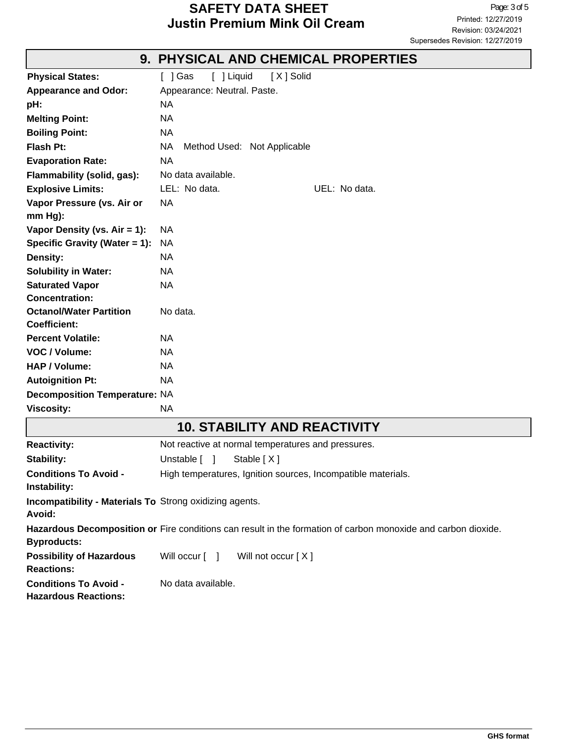## 9. PHYSICAL AND CHEMICAL PROPERTIES

| | |
|---|---|
| **Physical States:** | [ ] Gas  [ ] Liquid  [ X ] Solid |
| **Appearance and Odor:** | Appearance: Neutral. Paste. |
| **pH:** | NA |
| **Melting Point:** | NA |
| **Boiling Point:** | NA |
| **Flash Pt:** | NA  Method Used: Not Applicable |
| **Evaporation Rate:** | NA |
| **Flammability (solid, gas):** | No data available. |
| **Explosive Limits:** | LEL: No data.  UEL: No data. |
| **Vapor Pressure (vs. Air or mm Hg):** | NA |
| **Vapor Density (vs. Air = 1):** | NA |
| **Specific Gravity (Water = 1):** | NA |
| **Density:** | NA |
| **Solubility in Water:** | NA |
| **Saturated Vapor Concentration:** | NA |
| **Octanol/Water Partition Coefficient:** | No data. |
| **Percent Volatile:** | NA |
| **VOC / Volume:** | NA |
| **HAP / Volume:** | NA |
| **Autoignition Pt:** | NA |
| **Decomposition Temperature:** | NA |
| **Viscosity:** | NA |

## 10. STABILITY AND REACTIVITY

| | |
|---|---|
| **Reactivity:** | Not reactive at normal temperatures and pressures. |
| **Stability:** | Unstable [ ]  Stable [ X ] |
| **Conditions To Avoid - Instability:** | High temperatures, Ignition sources, Incompatible materials. |
| **Incompatibility - Materials To Avoid:** | Strong oxidizing agents. |
| **Hazardous Decomposition or Byproducts:** | Fire conditions can result in the formation of carbon monoxide and carbon dioxide. |
| **Possibility of Hazardous Reactions:** | Will occur [ ]  Will not occur [ X ] |
| **Conditions To Avoid - Hazardous Reactions:** | No data available. |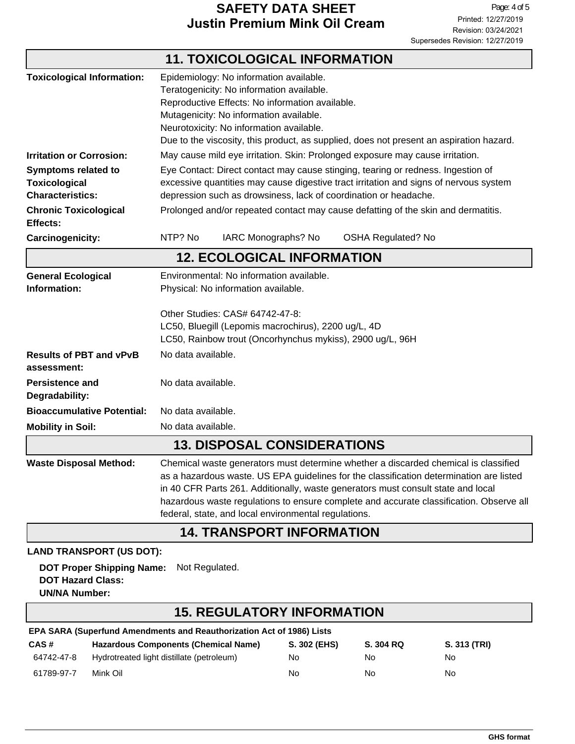## 11. TOXICOLOGICAL INFORMATION

**Toxicological Information:** Epidemiology: No information available.
Teratogenicity: No information available.
Reproductive Effects: No information available.
Mutagenicity: No information available.
Neurotoxicity: No information available.
Due to the viscosity, this product, as supplied, does not present an aspiration hazard.

**Irritation or Corrosion:** May cause mild eye irritation. Skin: Prolonged exposure may cause irritation.

**Symptoms related to Toxicological Characteristics:** Eye Contact: Direct contact may cause stinging, tearing or redness. Ingestion of excessive quantities may cause digestive tract irritation and signs of nervous system depression such as drowsiness, lack of coordination or headache.

**Chronic Toxicological Effects:** Prolonged and/or repeated contact may cause defatting of the skin and dermatitis.

**Carcinogenicity:** NTP? No IARC Monographs? No OSHA Regulated? No

## 12. ECOLOGICAL INFORMATION

**General Ecological Information:** Environmental: No information available.
Physical: No information available.

Other Studies: CAS# 64742-47-8:
LC50, Bluegill (Lepomis macrochirus), 2200 ug/L, 4D
LC50, Rainbow trout (Oncorhynchus mykiss), 2900 ug/L, 96H

**Results of PBT and vPvB assessment:** No data available.

**Persistence and Degradability:** No data available.

**Bioaccumulative Potential:** No data available.

**Mobility in Soil:** No data available.

## 13. DISPOSAL CONSIDERATIONS

**Waste Disposal Method:** Chemical waste generators must determine whether a discarded chemical is classified as a hazardous waste. US EPA guidelines for the classification determination are listed in 40 CFR Parts 261. Additionally, waste generators must consult state and local hazardous waste regulations to ensure complete and accurate classification. Observe all federal, state, and local environmental regulations.

## 14. TRANSPORT INFORMATION

**LAND TRANSPORT (US DOT):**

**DOT Proper Shipping Name:** Not Regulated.
**DOT Hazard Class:**
**UN/NA Number:**

## 15. REGULATORY INFORMATION

**EPA SARA (Superfund Amendments and Reauthorization Act of 1986) Lists**

| CAS # | Hazardous Components (Chemical Name) | S. 302 (EHS) | S. 304 RQ | S. 313 (TRI) |
|---|---|---|---|---|
| 64742-47-8 | Hydrotreated light distillate (petroleum) | No | No | No |
| 61789-97-7 | Mink Oil | No | No | No |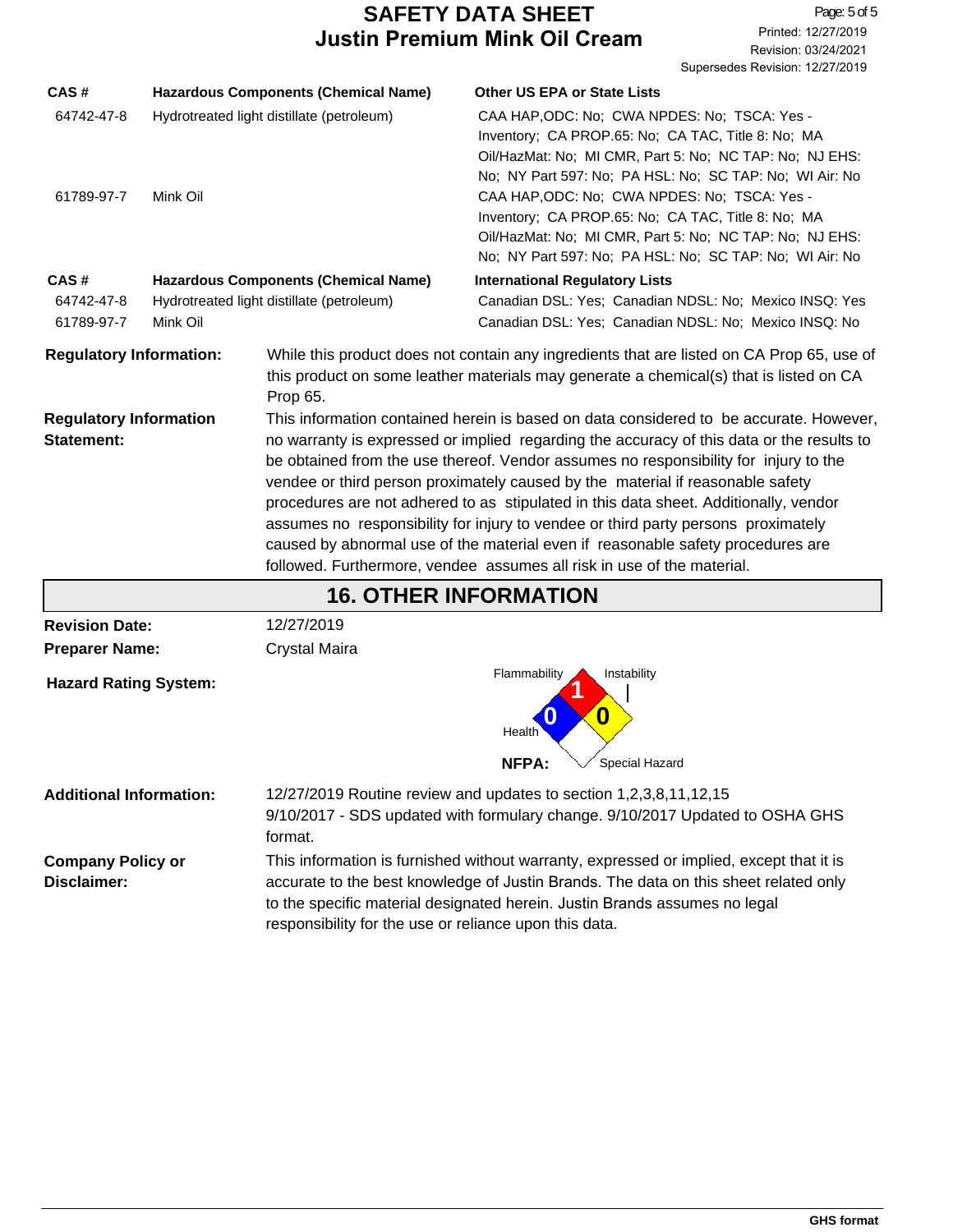| CAS # | Hazardous Components (Chemical Name) | Other US EPA or State Lists |
|---|---|---|
| 64742-47-8 | Hydrotreated light distillate (petroleum) | CAA HAP,ODC: No; CWA NPDES: No; TSCA: Yes - Inventory; CA PROP.65: No; CA TAC, Title 8: No; MA Oil/HazMat: No; MI CMR, Part 5: No; NC TAP: No; NJ EHS: No; NY Part 597: No; PA HSL: No; SC TAP: No; WI Air: No |
| 61789-97-7 | Mink Oil | CAA HAP,ODC: No; CWA NPDES: No; TSCA: Yes - Inventory; CA PROP.65: No; CA TAC, Title 8: No; MA Oil/HazMat: No; MI CMR, Part 5: No; NC TAP: No; NJ EHS: No; NY Part 597: No; PA HSL: No; SC TAP: No; WI Air: No |

| CAS # | Hazardous Components (Chemical Name) | International Regulatory Lists |
|---|---|---|
| 64742-47-8 | Hydrotreated light distillate (petroleum) | Canadian DSL: Yes; Canadian NDSL: No; Mexico INSQ: Yes |
| 61789-97-7 | Mink Oil | Canadian DSL: Yes; Canadian NDSL: No; Mexico INSQ: No |

**Regulatory Information:** While this product does not contain any ingredients that are listed on CA Prop 65, use of this product on some leather materials may generate a chemical(s) that is listed on CA Prop 65.

**Regulatory Information Statement:** This information contained herein is based on data considered to be accurate. However, no warranty is expressed or implied regarding the accuracy of this data or the results to be obtained from the use thereof. Vendor assumes no responsibility for injury to the vendee or third person proximately caused by the material if reasonable safety procedures are not adhered to as stipulated in this data sheet. Additionally, vendor assumes no responsibility for injury to vendee or third party persons proximately caused by abnormal use of the material even if reasonable safety procedures are followed. Furthermore, vendee assumes all risk in use of the material.

## 16. OTHER INFORMATION

**Revision Date:** 12/27/2019

**Preparer Name:** Crystal Maira

**Hazard Rating System:**

NFPA:
Flammability 1
Instability 0
Health 0
Special Hazard

**Additional Information:** 12/27/2019 Routine review and updates to section 1,2,3,8,11,12,15
9/10/2017 - SDS updated with formulary change. 9/10/2017 Updated to OSHA GHS format.

**Company Policy or Disclaimer:** This information is furnished without warranty, expressed or implied, except that it is accurate to the best knowledge of Justin Brands. The data on this sheet related only to the specific material designated herein. Justin Brands assumes no legal responsibility for the use or reliance upon this data.